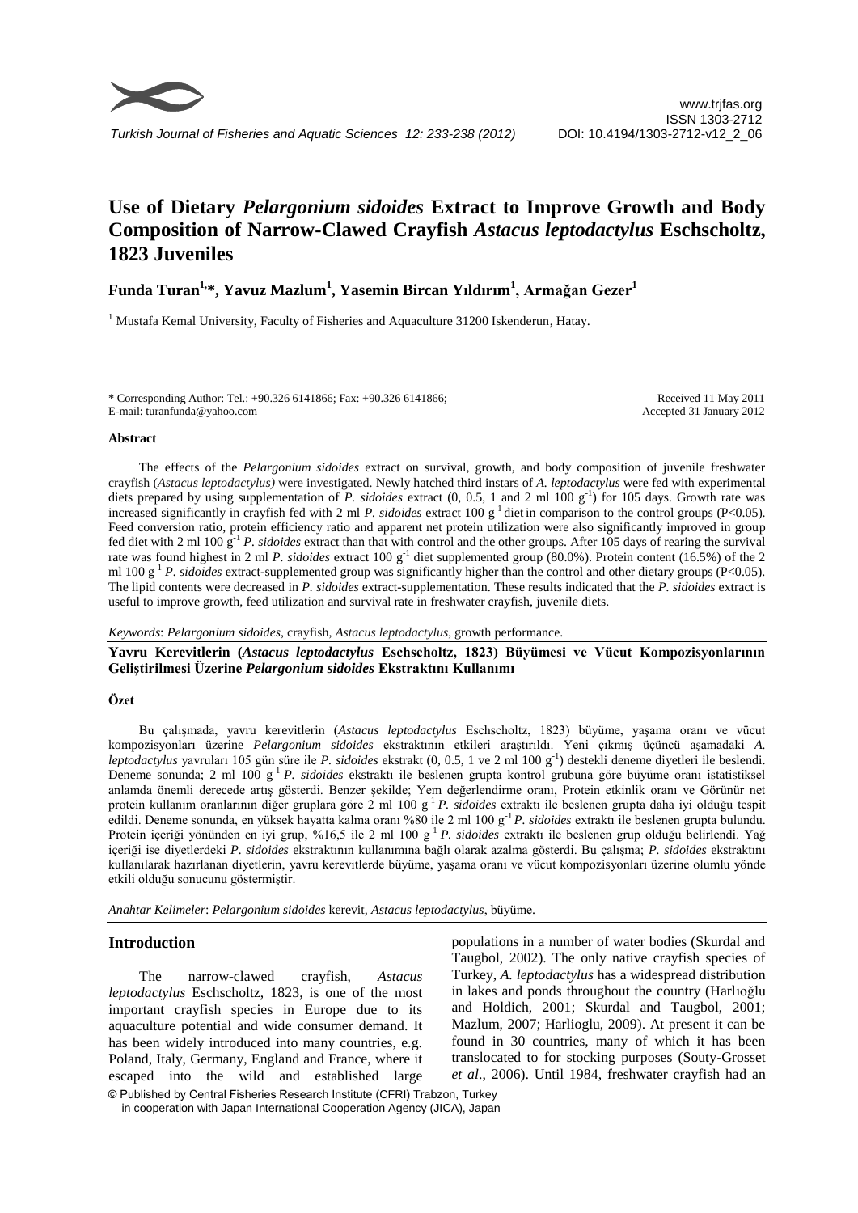# Use of Dietary *Pelargonium sidoides* Extract to Improve Growth and Body Composition of Narrow-Clawed Crayfish *Astacus leptodactylus* Eschscholtz, 1823 Juveniles

**Funda Turan[1,*], Yavuz Mazlum[1], Yasemin Bircan Yıldırım[1], Armağan Gezer[1]**

[1] Mustafa Kemal University, Faculty of Fisheries and Aquaculture 31200 Iskenderun, Hatay.

* Corresponding Author: Tel.: +90.326 6141866; Fax: +90.326 6141866;
E-mail: turanfunda@yahoo.com

Received 11 May 2011
Accepted 31 January 2012

### Abstract

The effects of the *Pelargonium sidoides* extract on survival, growth, and body composition of juvenile freshwater crayfish (*Astacus leptodactylus)* were investigated. Newly hatched third instars of *A. leptodactylus* were fed with experimental diets prepared by using supplementation of *P. sidoides* extract (0, 0.5, 1 and 2 ml 100 $g^{-1}$) for 105 days. Growth rate was increased significantly in crayfish fed with 2 ml *P. sidoides* extract 100 $g^{-1}$ diet in comparison to the control groups ($P<0.05$). Feed conversion ratio, protein efficiency ratio and apparent net protein utilization were also significantly improved in group fed diet with 2 ml 100 $g^{-1}$ *P. sidoides* extract than that with control and the other groups. After 105 days of rearing the survival rate was found highest in 2 ml *P. sidoides* extract 100 $g^{-1}$ diet supplemented group (80.0%). Protein content (16.5%) of the 2 ml 100 $g^{-1}$ *P. sidoides* extract-supplemented group was significantly higher than the control and other dietary groups ($P<0.05$). The lipid contents were decreased in *P. sidoides* extract-supplementation. These results indicated that the *P. sidoides* extract is useful to improve growth, feed utilization and survival rate in freshwater crayfish, juvenile diets.

*Keywords*: *Pelargonium sidoides*, crayfish, *Astacus leptodactylus*, growth performance.

**Yavru Kerevitlerin (*Astacus leptodactylus* Eschscholtz, 1823) Büyümesi ve Vücut Kompozisyonlarının Geliştirilmesi Üzerine *Pelargonium sidoides* Ekstraktını Kullanımı**

### Özet

Bu çalışmada, yavru kerevitlerin (*Astacus leptodactylus* Eschscholtz, 1823) büyüme, yaşama oranı ve vücut kompozisyonları üzerine *Pelargonium sidoides* ekstraktının etkileri araştırıldı. Yeni çıkmış üçüncü aşamadaki *A. leptodactylus* yavruları 105 gün süre ile *P. sidoides* ekstrakt (0, 0.5, 1 ve 2 ml 100 $g^{-1}$) destekli deneme diyetleri ile beslendi. Deneme sonunda; 2 ml 100 $g^{-1}$ *P. sidoides* ekstraktı ile beslenen grupta kontrol grubuna göre büyüme oranı istatistiksel anlamda önemli derecede artış gösterdi. Benzer şekilde; Yem değerlendirme oranı, Protein etkinlik oranı ve Görünür net protein kullanım oranlarının diğer gruplara göre 2 ml 100 $g^{-1}$ *P. sidoides* extraktı ile beslenen grupta daha iyi olduğu tespit edildi. Deneme sonunda, en yüksek hayatta kalma oranı %80 ile 2 ml 100 $g^{-1}$ *P. sidoides* extraktı ile beslenen grupta bulundu. Protein içeriği yönünden en iyi grup, %16,5 ile 2 ml 100 $g^{-1}$ *P. sidoides* extraktı ile beslenen grup olduğu belirlendi. Yağ içeriği ise diyetlerdeki *P. sidoides* ekstraktının kullanımına bağlı olarak azalma gösterdi. Bu çalışma; *P. sidoides* ekstraktını kullanılarak hazırlanan diyetlerin, yavru kerevitlerde büyüme, yaşama oranı ve vücut kompozisyonları üzerine olumlu yönde etkili olduğu sonucunu göstermiştir.

*Anahtar Kelimeler*: *Pelargonium sidoides* kerevit, *Astacus leptodactylus*, büyüme.

## Introduction

The narrow-clawed crayfish, *Astacus leptodactylus* Eschscholtz, 1823, is one of the most important crayfish species in Europe due to its aquaculture potential and wide consumer demand. It has been widely introduced into many countries, e.g. Poland, Italy, Germany, England and France, where it escaped into the wild and established large populations in a number of water bodies (Skurdal and Taugbol, 2002). The only native crayfish species of Turkey, *A. leptodactylus* has a widespread distribution in lakes and ponds throughout the country (Harlıoğlu and Holdich, 2001; Skurdal and Taugbol, 2001; Mazlum, 2007; Harlioglu, 2009). At present it can be found in 30 countries, many of which it has been translocated to for stocking purposes (Souty-Grosset *et al*., 2006). Until 1984, freshwater crayfish had an

© Published by Central Fisheries Research Institute (CFRI) Trabzon, Turkey in cooperation with Japan International Cooperation Agency (JICA), Japan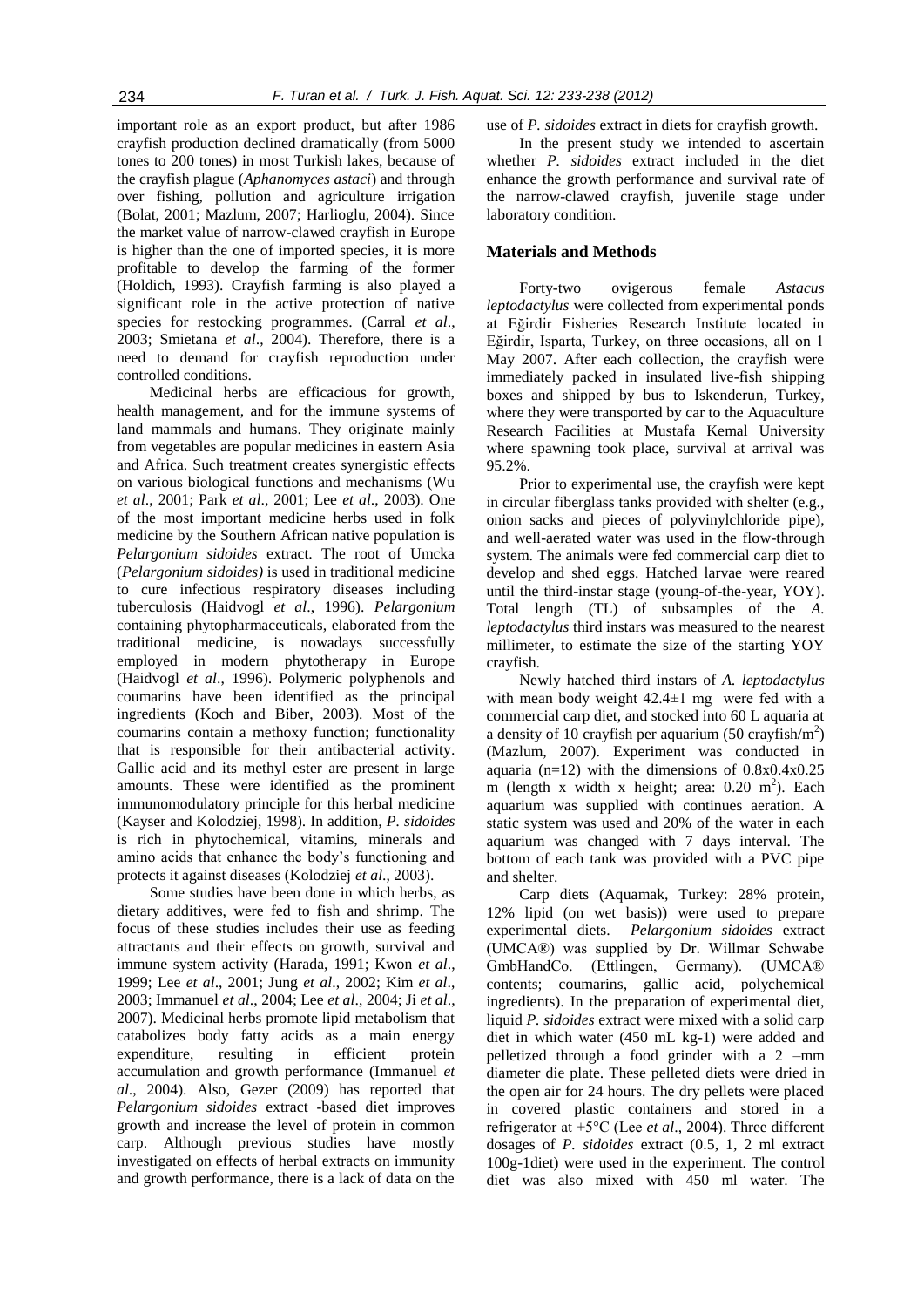important role as an export product, but after 1986 crayfish production declined dramatically (from 5000 tones to 200 tones) in most Turkish lakes, because of the crayfish plague (*Aphanomyces astaci*) and through over fishing, pollution and agriculture irrigation (Bolat, 2001; Mazlum, 2007; Harlioglu, 2004). Since the market value of narrow-clawed crayfish in Europe is higher than the one of imported species, it is more profitable to develop the farming of the former (Holdich, 1993). Crayfish farming is also played a significant role in the active protection of native species for restocking programmes. (Carral *et al*., 2003; Smietana *et al*., 2004). Therefore, there is a need to demand for crayfish reproduction under controlled conditions.

Medicinal herbs are efficacious for growth, health management, and for the immune systems of land mammals and humans. They originate mainly from vegetables are popular medicines in eastern Asia and Africa. Such treatment creates synergistic effects on various biological functions and mechanisms (Wu *et al*., 2001; Park *et al*., 2001; Lee *et al*., 2003). One of the most important medicine herbs used in folk medicine by the Southern African native population is *Pelargonium sidoides* extract. The root of Umcka (*Pelargonium sidoides)* is used in traditional medicine to cure infectious respiratory diseases including tuberculosis (Haidvogl *et al*., 1996). *Pelargonium* containing phytopharmaceuticals, elaborated from the traditional medicine, is nowadays successfully employed in modern phytotherapy in Europe (Haidvogl *et al*., 1996). Polymeric polyphenols and coumarins have been identified as the principal ingredients (Koch and Biber, 2003). Most of the coumarins contain a methoxy function; functionality that is responsible for their antibacterial activity. Gallic acid and its methyl ester are present in large amounts. These were identified as the prominent immunomodulatory principle for this herbal medicine (Kayser and Kolodziej, 1998). In addition, *P. sidoides* is rich in phytochemical, vitamins, minerals and amino acids that enhance the body's functioning and protects it against diseases (Kolodziej *et al*., 2003).

Some studies have been done in which herbs, as dietary additives, were fed to fish and shrimp. The focus of these studies includes their use as feeding attractants and their effects on growth, survival and immune system activity (Harada, 1991; Kwon *et al*., 1999; Lee *et al*., 2001; Jung *et al*., 2002; Kim *et al*., 2003; Immanuel *et al*., 2004; Lee *et al*., 2004; Ji *et al*., 2007). Medicinal herbs promote lipid metabolism that catabolizes body fatty acids as a main energy expenditure, resulting in efficient protein accumulation and growth performance (Immanuel *et al*., 2004). Also, Gezer (2009) has reported that *Pelargonium sidoides* extract -based diet improves growth and increase the level of protein in common carp. Although previous studies have mostly investigated on effects of herbal extracts on immunity and growth performance, there is a lack of data on the use of *P. sidoides* extract in diets for crayfish growth.

In the present study we intended to ascertain whether *P. sidoides* extract included in the diet enhance the growth performance and survival rate of the narrow-clawed crayfish, juvenile stage under laboratory condition.

## Materials and Methods

Forty-two ovigerous female *Astacus leptodactylus* were collected from experimental ponds at Eğirdir Fisheries Research Institute located in Eğirdir, Isparta, Turkey, on three occasions, all on 1 May 2007. After each collection, the crayfish were immediately packed in insulated live-fish shipping boxes and shipped by bus to Iskenderun, Turkey, where they were transported by car to the Aquaculture Research Facilities at Mustafa Kemal University where spawning took place, survival at arrival was 95.2%.

Prior to experimental use, the crayfish were kept in circular fiberglass tanks provided with shelter (e.g., onion sacks and pieces of polyvinylchloride pipe), and well-aerated water was used in the flow-through system. The animals were fed commercial carp diet to develop and shed eggs. Hatched larvae were reared until the third-instar stage (young-of-the-year, YOY). Total length (TL) of subsamples of the *A. leptodactylus* third instars was measured to the nearest millimeter, to estimate the size of the starting YOY crayfish.

Newly hatched third instars of *A. leptodactylus* with mean body weight 42.4±1 mg were fed with a commercial carp diet, and stocked into 60 L aquaria at a density of 10 crayfish per aquarium (50 crayfish/m$^2$) (Mazlum, 2007). Experiment was conducted in aquaria (n=12) with the dimensions of 0.8x0.4x0.25 m (length x width x height; area: 0.20 m$^2$). Each aquarium was supplied with continues aeration. A static system was used and 20% of the water in each aquarium was changed with 7 days interval. The bottom of each tank was provided with a PVC pipe and shelter.

Carp diets (Aquamak, Turkey: 28% protein, 12% lipid (on wet basis)) were used to prepare experimental diets. *Pelargonium sidoides* extract (UMCA®) was supplied by Dr. Willmar Schwabe GmbHandCo. (Ettlingen, Germany). (UMCA® contents; coumarins, gallic acid, polychemical ingredients). In the preparation of experimental diet, liquid *P. sidoides* extract were mixed with a solid carp diet in which water (450 mL kg-1) were added and pelletized through a food grinder with a 2 –mm diameter die plate. These pelleted diets were dried in the open air for 24 hours. The dry pellets were placed in covered plastic containers and stored in a refrigerator at +5°C (Lee *et al*., 2004). Three different dosages of *P. sidoides* extract (0.5, 1, 2 ml extract 100g-1diet) were used in the experiment. The control diet was also mixed with 450 ml water. The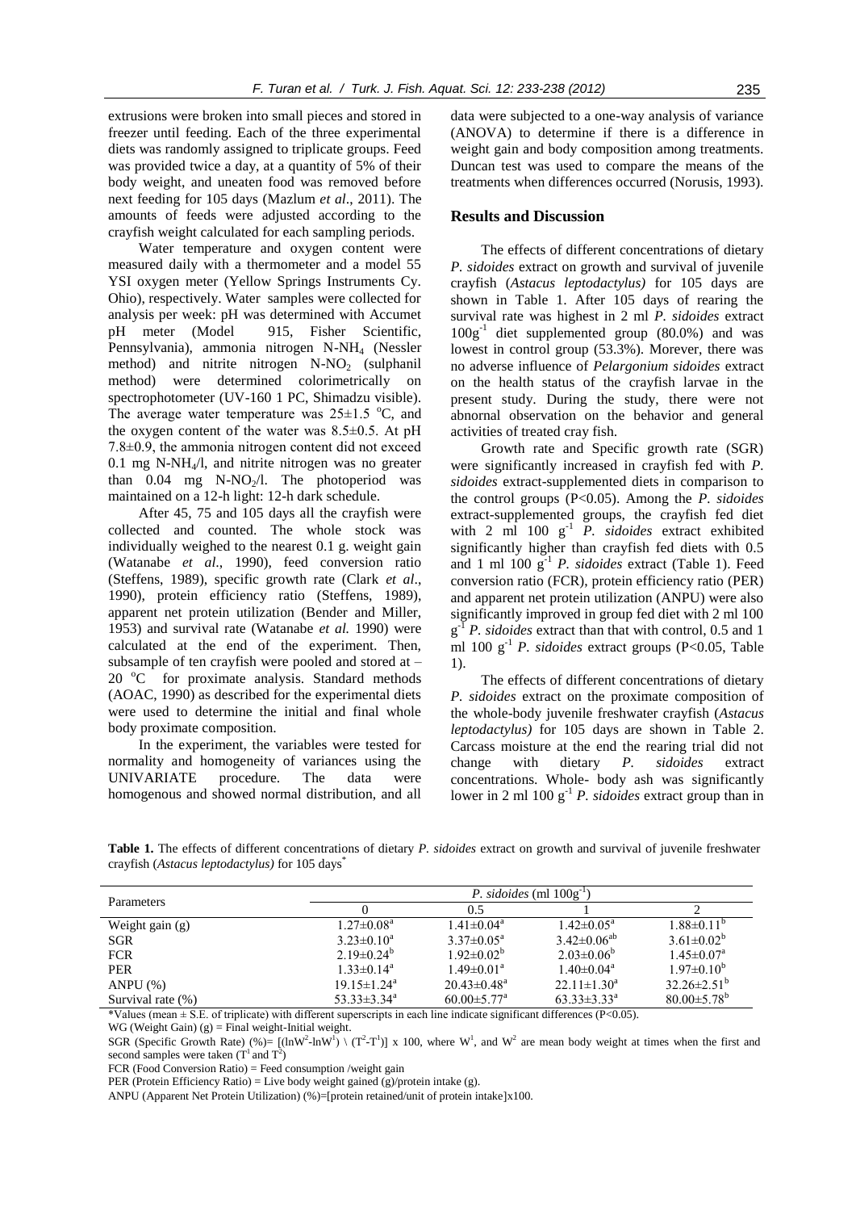extrusions were broken into small pieces and stored in freezer until feeding. Each of the three experimental diets was randomly assigned to triplicate groups. Feed was provided twice a day, at a quantity of 5% of their body weight, and uneaten food was removed before next feeding for 105 days (Mazlum *et al*., 2011). The amounts of feeds were adjusted according to the crayfish weight calculated for each sampling periods.

Water temperature and oxygen content were measured daily with a thermometer and a model 55 YSI oxygen meter (Yellow Springs Instruments Cy. Ohio), respectively. Water samples were collected for analysis per week: pH was determined with Accumet pH meter (Model 915, Fisher Scientific, Pennsylvania), ammonia nitrogen $N\text{-}NH_4$ (Nessler method) and nitrite nitrogen $N\text{-}NO_2$ (sulphanil method) were determined colorimetrically on spectrophotometer (UV-160 1 PC, Shimadzu visible). The average water temperature was $25\pm1.5$ °C, and the oxygen content of the water was $8.5\pm0.5$. At pH $7.8\pm0.9$, the ammonia nitrogen content did not exceed 0.1 mg $N\text{-}NH_4$/l, and nitrite nitrogen was no greater than 0.04 mg $N\text{-}NO_2$/l. The photoperiod was maintained on a 12-h light: 12-h dark schedule.

After 45, 75 and 105 days all the crayfish were collected and counted. The whole stock was individually weighed to the nearest 0.1 g. weight gain (Watanabe *et al*., 1990), feed conversion ratio (Steffens, 1989), specific growth rate (Clark *et al*., 1990), protein efficiency ratio (Steffens, 1989), apparent net protein utilization (Bender and Miller, 1953) and survival rate (Watanabe *et al.* 1990) were calculated at the end of the experiment. Then, subsample of ten crayfish were pooled and stored at – 20 °C for proximate analysis. Standard methods (AOAC, 1990) as described for the experimental diets were used to determine the initial and final whole body proximate composition.

In the experiment, the variables were tested for normality and homogeneity of variances using the UNIVARIATE procedure. The data were homogenous and showed normal distribution, and all data were subjected to a one-way analysis of variance (ANOVA) to determine if there is a difference in weight gain and body composition among treatments. Duncan test was used to compare the means of the treatments when differences occurred (Norusis, 1993).

## Results and Discussion

The effects of different concentrations of dietary *P. sidoides* extract on growth and survival of juvenile crayfish (*Astacus leptodactylus)* for 105 days are shown in Table 1. After 105 days of rearing the survival rate was highest in 2 ml *P. sidoides* extract $100g^{-1}$ diet supplemented group (80.0%) and was lowest in control group (53.3%). Morever, there was no adverse influence of *Pelargonium sidoides* extract on the health status of the crayfish larvae in the present study. During the study, there were not abnormal observation on the behavior and general activities of treated cray fish.

Growth rate and Specific growth rate (SGR) were significantly increased in crayfish fed with *P. sidoides* extract-supplemented diets in comparison to the control groups ($P<0.05$). Among the *P. sidoides* extract-supplemented groups, the crayfish fed diet with 2 ml 100 $g^{-1}$ *P. sidoides* extract exhibited significantly higher than crayfish fed diets with 0.5 and 1 ml 100 $g^{-1}$ *P. sidoides* extract (Table 1). Feed conversion ratio (FCR), protein efficiency ratio (PER) and apparent net protein utilization (ANPU) were also significantly improved in group fed diet with 2 ml 100 $g^{-1}$ *P. sidoides* extract than that with control, 0.5 and 1 ml 100 $g^{-1}$ *P. sidoides* extract groups ($P<0.05$, Table 1).

The effects of different concentrations of dietary *P. sidoides* extract on the proximate composition of the whole-body juvenile freshwater crayfish (*Astacus leptodactylus)* for 105 days are shown in Table 2. Carcass moisture at the end the rearing trial did not change with dietary *P. sidoides* extract concentrations. Whole- body ash was significantly lower in 2 ml 100 $g^{-1}$ *P. sidoides* extract group than in

**Table 1.** The effects of different concentrations of dietary *P. sidoides* extract on growth and survival of juvenile freshwater crayfish (*Astacus leptodactylus)* for 105 days*

| Parameters | *P. sidoides* (ml $100g^{-1}$) | | | |
|---|---|---|---|---|
| | 0 | 0.5 | 1 | 2 |
| Weight gain (g) | $1.27\pm0.08^a$ | $1.41\pm0.04^a$ | $1.42\pm0.05^a$ | $1.88\pm0.11^b$ |
| SGR | $3.23\pm0.10^a$ | $3.37\pm0.05^a$ | $3.42\pm0.06^{ab}$ | $3.61\pm0.02^b$ |
| FCR | $2.19\pm0.24^b$ | $1.92\pm0.02^b$ | $2.03\pm0.06^b$ | $1.45\pm0.07^a$ |
| PER | $1.33\pm0.14^a$ | $1.49\pm0.01^a$ | $1.40\pm0.04^a$ | $1.97\pm0.10^b$ |
| ANPU (%) | $19.15\pm1.24^a$ | $20.43\pm0.48^a$ | $22.11\pm1.30^a$ | $32.26\pm2.51^b$ |
| Survival rate (%) | $53.33\pm3.34^a$ | $60.00\pm5.77^a$ | $63.33\pm3.33^a$ | $80.00\pm5.78^b$ |

*Values (mean ± S.E. of triplicate) with different superscripts in each line indicate significant differences ($P<0.05$).

WG (Weight Gain) (g) = Final weight-Initial weight.

SGR (Specific Growth Rate) (%)= $[(\ln W^2-\ln W^1) \setminus (T^2-T^1)] \times 100$, where $W^1$, and $W^2$ are mean body weight at times when the first and second samples were taken ($T^1$ and $T^2$)

FCR (Food Conversion Ratio) = Feed consumption /weight gain

PER (Protein Efficiency Ratio) = Live body weight gained (g)/protein intake (g).

ANPU (Apparent Net Protein Utilization) (%)=[protein retained/unit of protein intake]x100.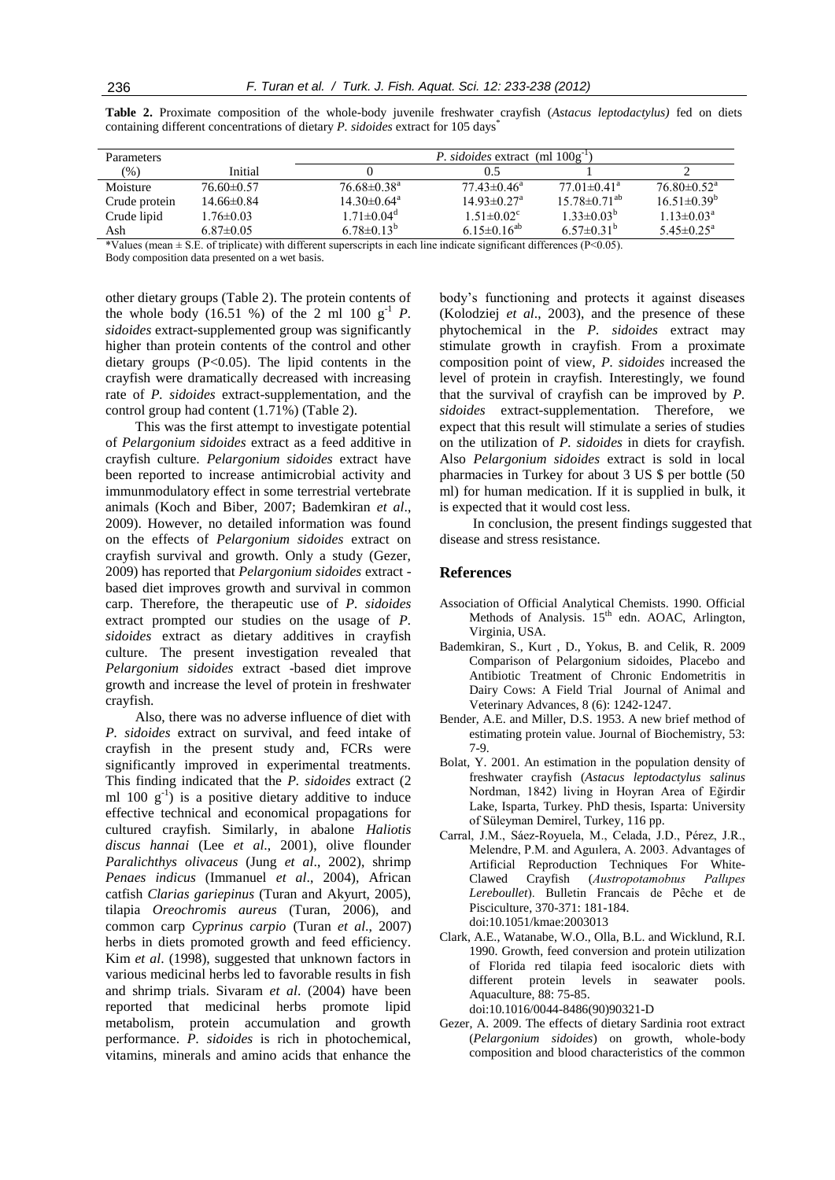**Table 2.** Proximate composition of the whole-body juvenile freshwater crayfish (*Astacus leptodactylus)* fed on diets containing different concentrations of dietary *P. sidoides* extract for 105 days*

| Parameters | | *P. sidoides* extract (ml $100g^{-1}$) | | | |
|---|---|---|---|---|---|
| (%) | Initial | 0 | 0.5 | 1 | 2 |
| Moisture | 76.60±0.57 | 76.68±0.38[a] | 77.43±0.46[a] | 77.01±0.41[a] | 76.80±0.52[a] |
| Crude protein | 14.66±0.84 | 14.30±0.64[a] | 14.93±0.27[a] | 15.78±0.71[ab] | 16.51±0.39[b] |
| Crude lipid | 1.76±0.03 | 1.71±0.04[d] | 1.51±0.02[c] | 1.33±0.03[b] | 1.13±0.03[a] |
| Ash | 6.87±0.05 | 6.78±0.13[b] | 6.15±0.16[ab] | 6.57±0.31[b] | 5.45±0.25[a] |

*Values (mean ± S.E. of triplicate) with different superscripts in each line indicate significant differences (P<0.05).
Body composition data presented on a wet basis.

other dietary groups (Table 2). The protein contents of the whole body (16.51 %) of the 2 ml 100 $g^{-1}$ *P. sidoides* extract-supplemented group was significantly higher than protein contents of the control and other dietary groups (P<0.05). The lipid contents in the crayfish were dramatically decreased with increasing rate of *P. sidoides* extract-supplementation, and the control group had content (1.71%) (Table 2).

This was the first attempt to investigate potential of *Pelargonium sidoides* extract as a feed additive in crayfish culture. *Pelargonium sidoides* extract have been reported to increase antimicrobial activity and immunmodulatory effect in some terrestrial vertebrate animals (Koch and Biber, 2007; Bademkiran *et al*., 2009). However, no detailed information was found on the effects of *Pelargonium sidoides* extract on crayfish survival and growth. Only a study (Gezer, 2009) has reported that *Pelargonium sidoides* extract - based diet improves growth and survival in common carp. Therefore, the therapeutic use of *P. sidoides* extract prompted our studies on the usage of *P. sidoides* extract as dietary additives in crayfish culture. The present investigation revealed that *Pelargonium sidoides* extract -based diet improve growth and increase the level of protein in freshwater crayfish.

Also, there was no adverse influence of diet with *P. sidoides* extract on survival, and feed intake of crayfish in the present study and, FCRs were significantly improved in experimental treatments. This finding indicated that the *P. sidoides* extract (2 ml 100 $g^{-1}$) is a positive dietary additive to induce effective technical and economical propagations for cultured crayfish. Similarly, in abalone *Haliotis discus hannai* (Lee *et al*., 2001), olive flounder *Paralichthys olivaceus* (Jung *et al*., 2002), shrimp *Penaes indicus* (Immanuel *et al*., 2004), African catfish *Clarias gariepinus* (Turan and Akyurt, 2005), tilapia *Oreochromis aureus* (Turan, 2006), and common carp *Cyprinus carpio* (Turan *et al*., 2007) herbs in diets promoted growth and feed efficiency. Kim *et al*. (1998), suggested that unknown factors in various medicinal herbs led to favorable results in fish and shrimp trials. Sivaram *et al*. (2004) have been reported that medicinal herbs promote lipid metabolism, protein accumulation and growth performance. *P. sidoides* is rich in photochemical, vitamins, minerals and amino acids that enhance the body's functioning and protects it against diseases (Kolodziej *et al*., 2003), and the presence of these phytochemical in the *P. sidoides* extract may stimulate growth in crayfish. From a proximate composition point of view, *P. sidoides* increased the level of protein in crayfish. Interestingly, we found that the survival of crayfish can be improved by *P. sidoides* extract-supplementation. Therefore, we expect that this result will stimulate a series of studies on the utilization of *P. sidoides* in diets for crayfish. Also *Pelargonium sidoides* extract is sold in local pharmacies in Turkey for about 3 US $ per bottle (50 ml) for human medication. If it is supplied in bulk, it is expected that it would cost less.

In conclusion, the present findings suggested that disease and stress resistance.

## References

- Association of Official Analytical Chemists. 1990. Official Methods of Analysis. 15th edn. AOAC, Arlington, Virginia, USA.
- Bademkiran, S., Kurt , D., Yokus, B. and Celik, R. 2009 Comparison of Pelargonium sidoides, Placebo and Antibiotic Treatment of Chronic Endometritis in Dairy Cows: A Field Trial Journal of Animal and Veterinary Advances, 8 (6): 1242-1247.
- Bender, A.E. and Miller, D.S. 1953. A new brief method of estimating protein value. Journal of Biochemistry, 53: 7-9.
- Bolat, Y. 2001. An estimation in the population density of freshwater crayfish (*Astacus leptodactylus salinus* Nordman, 1842) living in Hoyran Area of Eğirdir Lake, Isparta, Turkey. PhD thesis, Isparta: University of Süleyman Demirel, Turkey, 116 pp.
- Carral, J.M., Sáez-Royuela, M., Celada, J.D., Pérez, J.R., Melendre, P.M. and Aguılera, A. 2003. Advantages of Artificial Reproduction Techniques For White-Clawed Crayfish (*Austropotamobıus Pallıpes Lereboullet*). Bulletin Francais de Pêche et de Pisciculture, 370-371: 181-184. doi:10.1051/kmae:2003013
- Clark, A.E., Watanabe, W.O., Olla, B.L. and Wicklund, R.I. 1990. Growth, feed conversion and protein utilization of Florida red tilapia feed isocaloric diets with different protein levels in seawater pools. Aquaculture, 88: 75-85. doi:10.1016/0044-8486(90)90321-D
- Gezer, A. 2009. The effects of dietary Sardinia root extract (*Pelargonium sidoides*) on growth, whole-body composition and blood characteristics of the common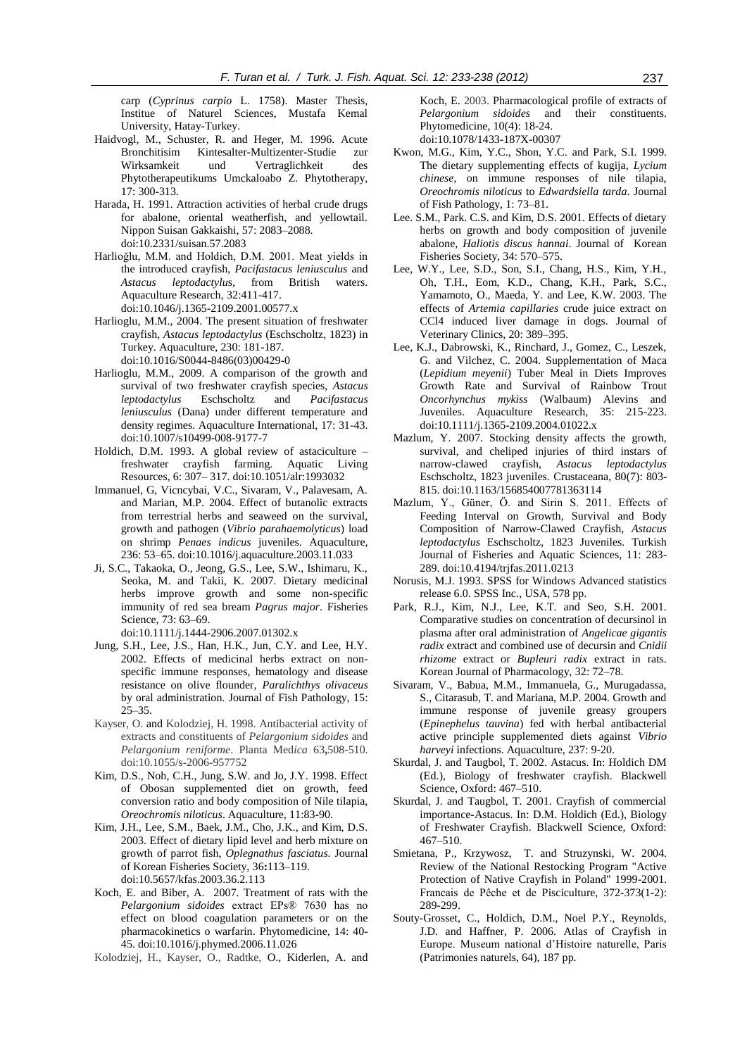carp (*Cyprinus carpio* L. 1758). Master Thesis, Institue of Naturel Sciences, Mustafa Kemal University, Hatay-Turkey.

Haidvogl, M., Schuster, R. and Heger, M. 1996. Acute Bronchitisim Kintesalter-Multizenter-Studie zur Wirksamkeit und Vertraglichkeit des Phytotherapeutikums Umckaloabo Z. Phytotherapy, 17: 300-313.

Harada, H. 1991. Attraction activities of herbal crude drugs for abalone, oriental weatherfish, and yellowtail. Nippon Suisan Gakkaishi, 57: 2083–2088. doi:10.2331/suisan.57.2083

Harlioğlu, M.M. and Holdich, D.M. 2001. Meat yields in the introduced crayfish, *Pacifastacus leniusculus* and *Astacus leptodactylus*, from British waters. Aquaculture Research, 32:411-417. doi:10.1046/j.1365-2109.2001.00577.x

Harlioglu, M.M., 2004. The present situation of freshwater crayfish, *Astacus leptodactylus* (Eschscholtz, 1823) in Turkey. Aquaculture, 230: 181-187. doi:10.1016/S0044-8486(03)00429-0

Harlioglu, M.M., 2009. A comparison of the growth and survival of two freshwater crayfish species, *Astacus leptodactylus* Eschscholtz and *Pacifastacus leniusculus* (Dana) under different temperature and density regimes. Aquaculture International, 17: 31-43. doi:10.1007/s10499-008-9177-7

Holdich, D.M. 1993. A global review of astaciculture – freshwater crayfish farming. Aquatic Living Resources, 6: 307– 317. doi:10.1051/alr:1993032

Immanuel, G, Vicncybai, V.C., Sivaram, V., Palavesam, A. and Marian, M.P. 2004. Effect of butanolic extracts from terrestrial herbs and seaweed on the survival, growth and pathogen (*Vibrio parahaemolyticus*) load on shrimp *Penaes indicus* juveniles. Aquaculture, 236: 53–65. doi:10.1016/j.aquaculture.2003.11.033

Ji, S.C., Takaoka, O., Jeong, G.S., Lee, S.W., Ishimaru, K., Seoka, M. and Takii, K. 2007. Dietary medicinal herbs improve growth and some non-specific immunity of red sea bream *Pagrus major*. Fisheries Science, 73: 63–69. doi:10.1111/j.1444-2906.2007.01302.x

Jung, S.H., Lee, J.S., Han, H.K., Jun, C.Y. and Lee, H.Y. 2002. Effects of medicinal herbs extract on non-specific immune responses, hematology and disease resistance on olive flounder, *Paralichthys olivaceus* by oral administration. Journal of Fish Pathology, 15: 25–35.

Kayser, O. and Kolodziej, H. 1998. Antibacterial activity of extracts and constituents of *Pelargonium sidoides* and *Pelargonium reniforme*. Planta Med*ica* 63,508-510. doi:10.1055/s-2006-957752

Kim, D.S., Noh, C.H., Jung, S.W. and Jo, J.Y. 1998. Effect of Obosan supplemented diet on growth, feed conversion ratio and body composition of Nile tilapia, *Oreochromis niloticus*. Aquaculture, 11:83-90.

Kim, J.H., Lee, S.M., Baek, J.M., Cho, J.K., and Kim, D.S. 2003. Effect of dietary lipid level and herb mixture on growth of parrot fish, *Oplegnathus fasciatus*. Journal of Korean Fisheries Society, 36**:**113–119. doi:10.5657/kfas.2003.36.2.113

Koch, E. and Biber, A. 2007. Treatment of rats with the *Pelargonium sidoides* extract EPs® 7630 has no effect on blood coagulation parameters or on the pharmacokinetics o warfarin. Phytomedicine, 14: 40-45. doi:10.1016/j.phymed.2006.11.026

Kolodziej, H., Kayser, O., Radtke, O., Kiderlen, A. and Koch, E. 2003. Pharmacological profile of extracts of *Pelargonium sidoides* and their constituents. Phytomedicine, 10(4): 18-24. doi:10.1078/1433-187X-00307

Kwon, M.G., Kim, Y.C., Shon, Y.C. and Park, S.I. 1999. The dietary supplementing effects of kugija, *Lycium chinese*, on immune responses of nile tilapia, *Oreochromis niloticus* to *Edwardsiella tarda*. Journal of Fish Pathology, 1: 73–81.

Lee. S.M., Park. C.S. and Kim, D.S. 2001. Effects of dietary herbs on growth and body composition of juvenile abalone, *Haliotis discus hannai*. Journal of Korean Fisheries Society, 34: 570–575.

Lee, W.Y., Lee, S.D., Son, S.I., Chang, H.S., Kim, Y.H., Oh, T.H., Eom, K.D., Chang, K.H., Park, S.C., Yamamoto, O., Maeda, Y. and Lee, K.W. 2003. The effects of *Artemia capillaries* crude juice extract on CCl4 induced liver damage in dogs. Journal of Veterinary Clinics, 20: 389–395.

Lee, K.J., Dabrowski, K., Rinchard, J., Gomez, C., Leszek, G. and Vilchez, C. 2004. Supplementation of Maca (*Lepidium meyenii*) Tuber Meal in Diets Improves Growth Rate and Survival of Rainbow Trout *Oncorhynchus mykiss* (Walbaum) Alevins and Juveniles. Aquaculture Research, 35: 215-223. doi:10.1111/j.1365-2109.2004.01022.x

Mazlum, Y. 2007. Stocking density affects the growth, survival, and cheliped injuries of third instars of narrow-clawed crayfish, *Astacus leptodactylus* Eschscholtz, 1823 juveniles. Crustaceana, 80(7): 803-815. doi:10.1163/156854007781363114

Mazlum, Y., Güner, Ö. and Sirin S. 2011. Effects of Feeding Interval on Growth, Survival and Body Composition of Narrow-Clawed Crayfish, *Astacus leptodactylus* Eschscholtz, 1823 Juveniles. Turkish Journal of Fisheries and Aquatic Sciences, 11: 283-289. doi:10.4194/trjfas.2011.0213

Norusis, M.J. 1993. SPSS for Windows Advanced statistics release 6.0. SPSS Inc., USA, 578 pp.

Park, R.J., Kim, N.J., Lee, K.T. and Seo, S.H. 2001. Comparative studies on concentration of decursinol in plasma after oral administration of *Angelicae gigantis radix* extract and combined use of decursin and *Cnidii rhizome* extract or *Bupleuri radix* extract in rats. Korean Journal of Pharmacology, 32: 72–78.

Sivaram, V., Babua, M.M., Immanuela, G., Murugadassa, S., Citarasub, T. and Mariana, M.P. 2004. Growth and immune response of juvenile greasy groupers (*Epinephelus tauvina*) fed with herbal antibacterial active principle supplemented diets against *Vibrio harveyi* infections. Aquaculture, 237: 9-20.

Skurdal, J. and Taugbol, T. 2002. Astacus. In: Holdich DM (Ed.), Biology of freshwater crayfish. Blackwell Science, Oxford: 467–510.

Skurdal, J. and Taugbol, T. 2001. Crayfish of commercial importance-Astacus. In: D.M. Holdich (Ed.), Biology of Freshwater Crayfish. Blackwell Science, Oxford: 467–510.

Smietana, P., Krzywosz, T. and Struzynski, W. 2004. Review of the National Restocking Program "Active Protection of Native Crayfish in Poland" 1999-2001. Francais de Pêche et de Pisciculture, 372-373(1-2): 289-299.

Souty-Grosset, C., Holdich, D.M., Noel P.Y., Reynolds, J.D. and Haffner, P. 2006. Atlas of Crayfish in Europe. Museum national d'Histoire naturelle, Paris (Patrimonies naturels, 64), 187 pp.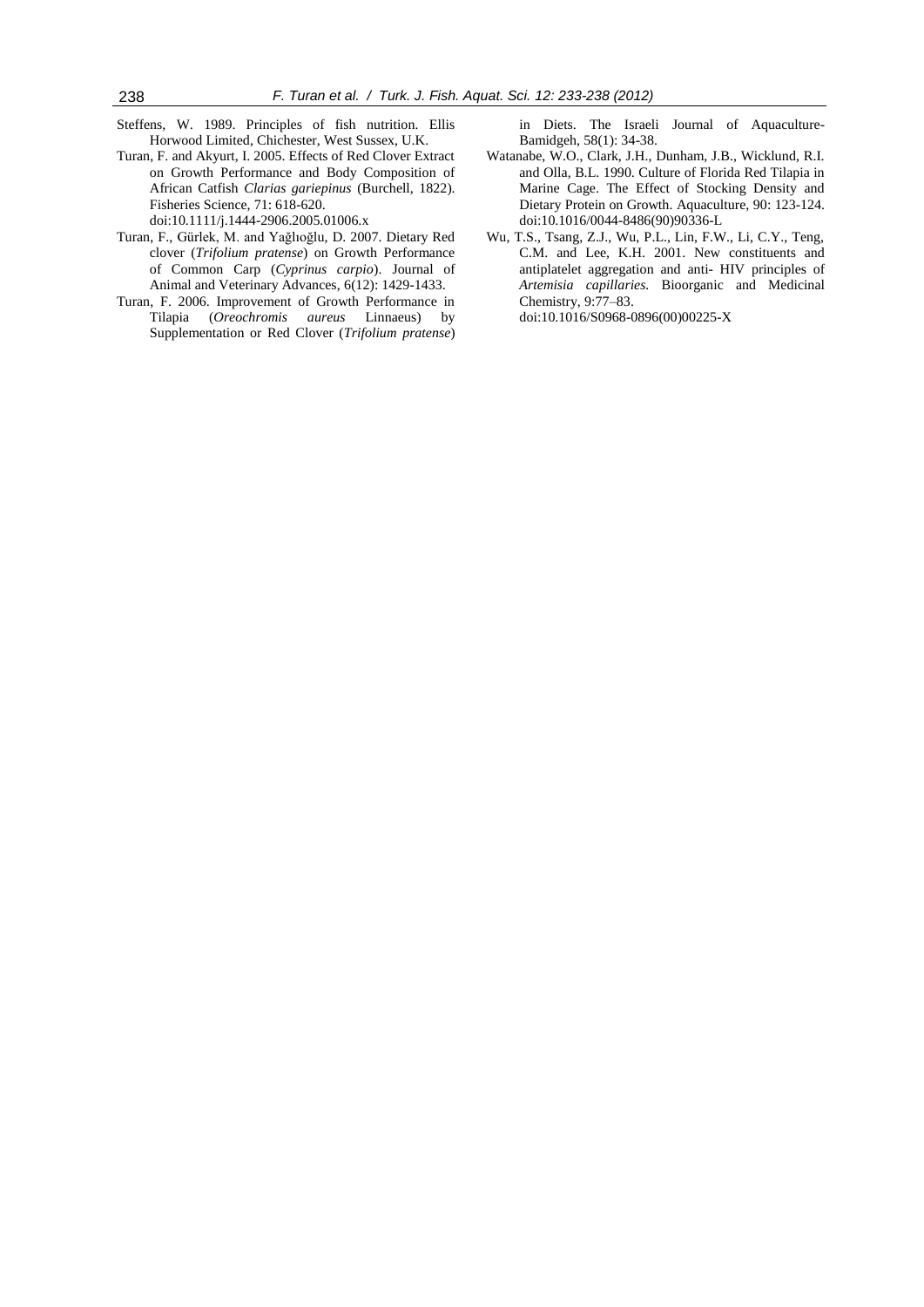Steffens, W. 1989. Principles of fish nutrition. Ellis Horwood Limited, Chichester, West Sussex, U.K.

Turan, F. and Akyurt, I. 2005. Effects of Red Clover Extract on Growth Performance and Body Composition of African Catfish *Clarias gariepinus* (Burchell, 1822). Fisheries Science, 71: 618-620. doi:10.1111/j.1444-2906.2005.01006.x

Turan, F., Gürlek, M. and Yağlıoğlu, D. 2007. Dietary Red clover (*Trifolium pratense*) on Growth Performance of Common Carp (*Cyprinus carpio*). Journal of Animal and Veterinary Advances, 6(12): 1429-1433.

Turan, F. 2006. Improvement of Growth Performance in Tilapia (*Oreochromis aureus* Linnaeus) by Supplementation or Red Clover (*Trifolium pratense*) in Diets. The Israeli Journal of Aquaculture-Bamidgeh, 58(1): 34-38.

Watanabe, W.O., Clark, J.H., Dunham, J.B., Wicklund, R.I. and Olla, B.L. 1990. Culture of Florida Red Tilapia in Marine Cage. The Effect of Stocking Density and Dietary Protein on Growth. Aquaculture, 90: 123-124. doi:10.1016/0044-8486(90)90336-L

Wu, T.S., Tsang, Z.J., Wu, P.L., Lin, F.W., Li, C.Y., Teng, C.M. and Lee, K.H. 2001. New constituents and antiplatelet aggregation and anti- HIV principles of *Artemisia capillaries.* Bioorganic and Medicinal Chemistry, 9:77–83. doi:10.1016/S0968-0896(00)00225-X